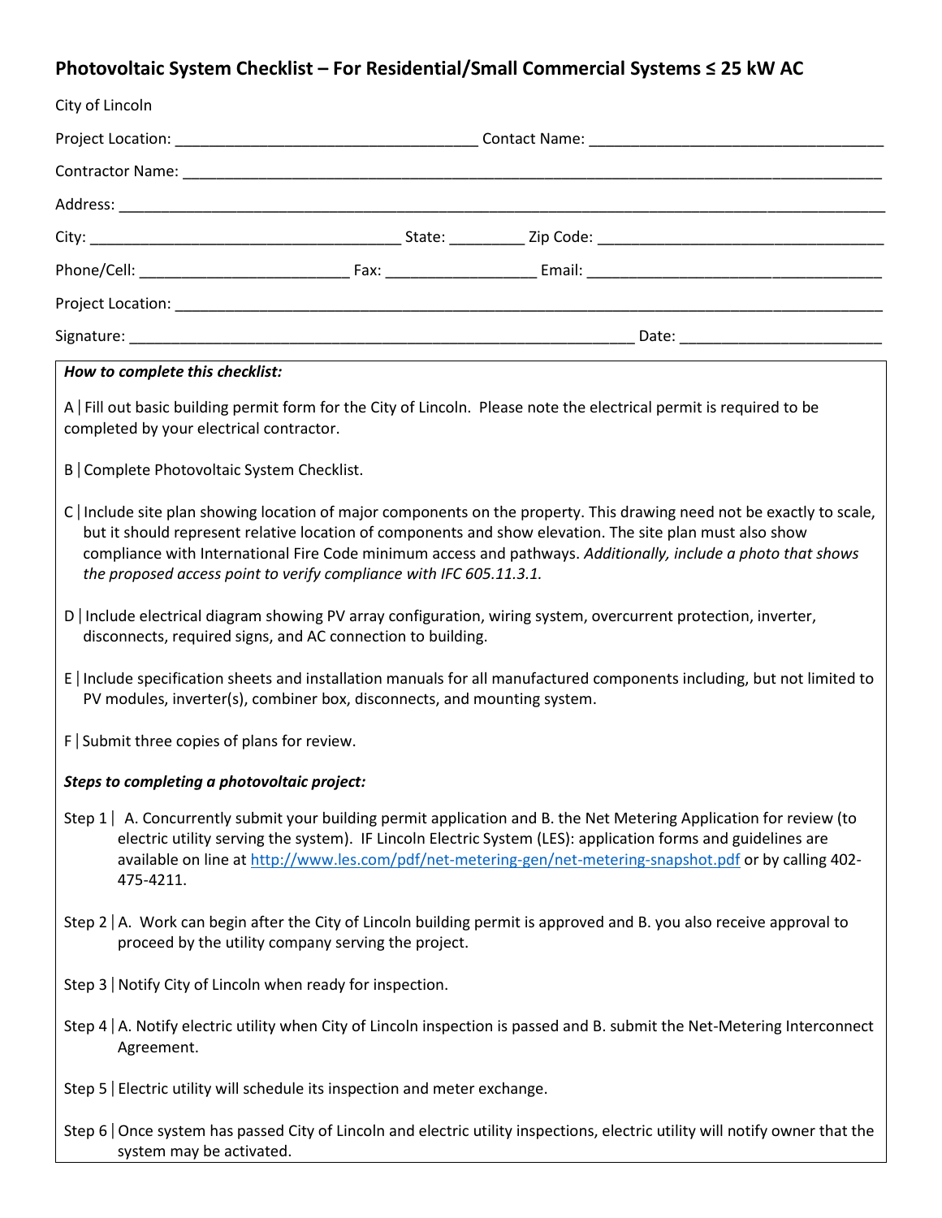## Photovoltaic System Checklist – For Residential/Small Commercial Systems ≤ 25 kW AC

City of Lincoln

Project Location: ___________________________________ Contact Name: __________________________________

Contractor Name: ___________________________________________________________________________________

Address: _________________________________________________________________________________________

City: ____________________________________ State: _________ Zip Code: __________________________________

Phone/Cell: _________________________ Fax: _________________ Email: ___________________________________

Project Location: ____________________________________________________________________________________

Signature: ___________________________________________________________ Date: ________________________

***How to complete this checklist:***

A | Fill out basic building permit form for the City of Lincoln. Please note the electrical permit is required to be completed by your electrical contractor.

B | Complete Photovoltaic System Checklist.

C | Include site plan showing location of major components on the property. This drawing need not be exactly to scale, but it should represent relative location of components and show elevation. The site plan must also show compliance with International Fire Code minimum access and pathways. *Additionally, include a photo that shows the proposed access point to verify compliance with IFC 605.11.3.1.*

D | Include electrical diagram showing PV array configuration, wiring system, overcurrent protection, inverter, disconnects, required signs, and AC connection to building.

E | Include specification sheets and installation manuals for all manufactured components including, but not limited to PV modules, inverter(s), combiner box, disconnects, and mounting system.

F | Submit three copies of plans for review.

***Steps to completing a photovoltaic project:***

Step 1 | A. Concurrently submit your building permit application and B. the Net Metering Application for review (to electric utility serving the system). IF Lincoln Electric System (LES): application forms and guidelines are available on line at http://www.les.com/pdf/net-metering-gen/net-metering-snapshot.pdf or by calling 402-475-4211.

Step 2 | A. Work can begin after the City of Lincoln building permit is approved and B. you also receive approval to proceed by the utility company serving the project.

Step 3 | Notify City of Lincoln when ready for inspection.

Step 4 | A. Notify electric utility when City of Lincoln inspection is passed and B. submit the Net-Metering Interconnect Agreement.

Step 5 | Electric utility will schedule its inspection and meter exchange.

Step 6 | Once system has passed City of Lincoln and electric utility inspections, electric utility will notify owner that the system may be activated.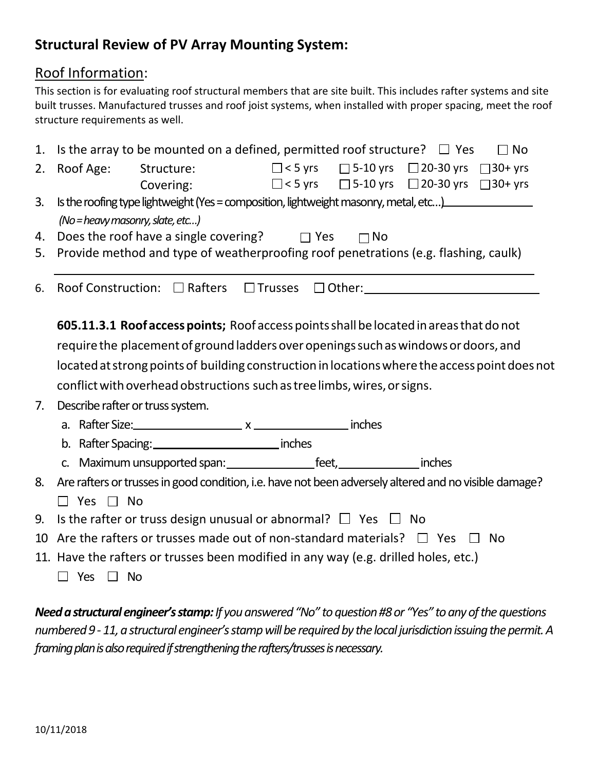## Structural Review of PV Array Mounting System:

### Roof Information:

This section is for evaluating roof structural members that are site built. This includes rafter systems and site built trusses. Manufactured trusses and roof joist systems, when installed with proper spacing, meet the roof structure requirements as well.

1. Is the array to be mounted on a defined, permitted roof structure? ☐ Yes ☐ No
2. Roof Age: Structure: ☐ < 5 yrs ☐ 5-10 yrs ☐ 20-30 yrs ☐ 30+ yrs
   Covering: ☐ < 5 yrs ☐ 5-10 yrs ☐ 20-30 yrs ☐ 30+ yrs
3. Is the roofing type lightweight (Yes = composition, lightweight masonry, metal, etc...) \_\_\_\_\_\_\_\_\_\_\_\_
   *(No = heavy masonry, slate, etc...)*
4. Does the roof have a single covering? ☐ Yes ☐ No
5. Provide method and type of weatherproofing roof penetrations (e.g. flashing, caulk)
   \_\_\_\_\_\_\_\_\_\_\_\_\_\_\_\_\_\_\_\_\_\_\_\_\_\_\_\_\_\_\_\_\_\_\_\_\_\_\_\_\_\_\_\_\_\_\_\_\_\_
6. Roof Construction: ☐ Rafters ☐ Trusses ☐ Other: \_\_\_\_\_\_\_\_\_\_\_\_\_\_\_\_\_\_

   **605.11.3.1 Roof access points;** Roof access points shall be located in areas that do not require the placement of ground ladders over openings such as windows or doors, and located at strong points of building construction in locations where the access point does not conflict with overhead obstructions such as tree limbs, wires, or signs.

7. Describe rafter or truss system.
   a. Rafter Size: \_\_\_\_\_\_\_\_\_\_\_\_ x \_\_\_\_\_\_\_\_\_\_\_\_ inches
   b. Rafter Spacing: \_\_\_\_\_\_\_\_\_\_\_\_\_\_ inches
   c. Maximum unsupported span: \_\_\_\_\_\_\_\_\_\_ feet, \_\_\_\_\_\_\_\_\_\_ inches
8. Are rafters or trusses in good condition, i.e. have not been adversely altered and no visible damage?
   ☐ Yes ☐ No
9. Is the rafter or truss design unusual or abnormal? ☐ Yes ☐ No
10. Are the rafters or trusses made out of non-standard materials? ☐ Yes ☐ No
11. Have the rafters or trusses been modified in any way (e.g. drilled holes, etc.)
    ☐ Yes ☐ No

***Need a structural engineer's stamp:*** *If you answered "No" to question #8 or "Yes" to any of the questions numbered 9 - 11, a structural engineer's stamp will be required by the local jurisdiction issuing the permit. A framing plan is also required if strengthening the rafters/trusses is necessary.*

10/11/2018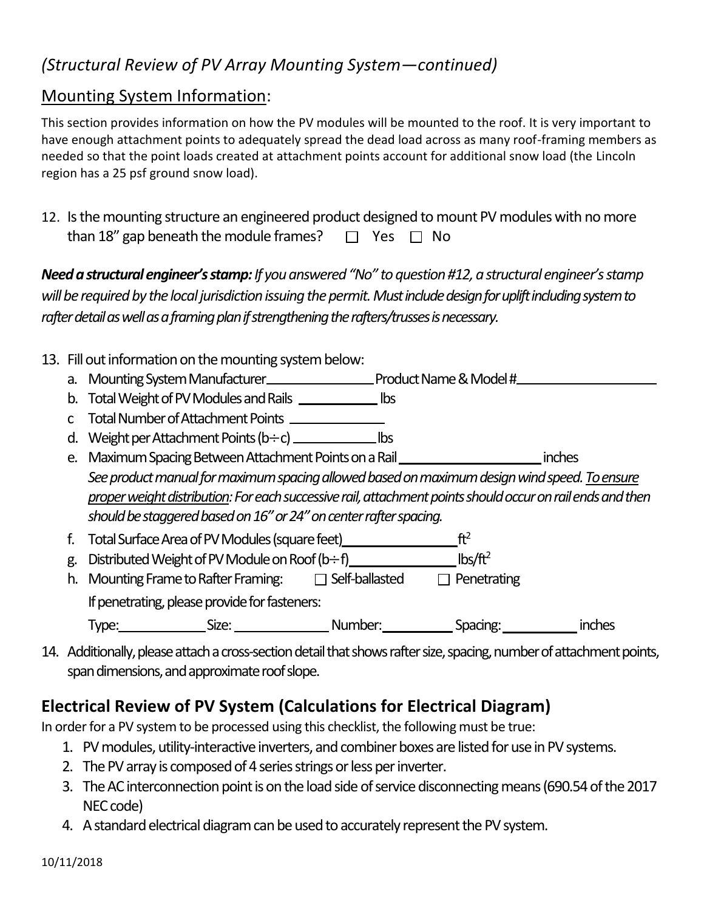*(Structural Review of PV Array Mounting System—continued)*

## Mounting System Information:

This section provides information on how the PV modules will be mounted to the roof. It is very important to have enough attachment points to adequately spread the dead load across as many roof-framing members as needed so that the point loads created at attachment points account for additional snow load (the Lincoln region has a 25 psf ground snow load).

12. Is the mounting structure an engineered product designed to mount PV modules with no more than 18" gap beneath the module frames? ☐ Yes ☐ No

***Need a structural engineer's stamp:*** *If you answered "No" to question #12, a structural engineer's stamp will be required by the local jurisdiction issuing the permit. Must include design for uplift including system to rafter detail as well as a framing plan if strengthening the rafters/trusses is necessary.*

13. Fill out information on the mounting system below:
    a. Mounting System Manufacturer_______________ Product Name & Model #___________________
    b. Total Weight of PV Modules and Rails ___________ lbs
    c. Total Number of Attachment Points _____________
    d. Weight per Attachment Points (b÷c) ___________ lbs
    e. Maximum Spacing Between Attachment Points on a Rail ___________________ inches
       *See product manual for maximum spacing allowed based on maximum design wind speed. <u>To ensure proper weight distribution</u>: For each successive rail, attachment points should occur on rail ends and then should be staggered based on 16" or 24" on center rafter spacing.*
    f. Total Surface Area of PV Modules (square feet)________________ $ft^2$
    g. Distributed Weight of PV Module on Roof (b÷f)_______________ $lbs/ft^2$
    h. Mounting Frame to Rafter Framing: ☐ Self-ballasted ☐ Penetrating

       If penetrating, please provide for fasteners:

       Type:____________ Size: _____________ Number:__________ Spacing: __________ inches

14. Additionally, please attach a cross-section detail that shows rafter size, spacing, number of attachment points, span dimensions, and approximate roof slope.

## Electrical Review of PV System (Calculations for Electrical Diagram)

In order for a PV system to be processed using this checklist, the following must be true:

1. PV modules, utility-interactive inverters, and combiner boxes are listed for use in PV systems.
2. The PV array is composed of 4 series strings or less per inverter.
3. The AC interconnection point is on the load side of service disconnecting means (690.54 of the 2017 NEC code)
4. A standard electrical diagram can be used to accurately represent the PV system.

10/11/2018